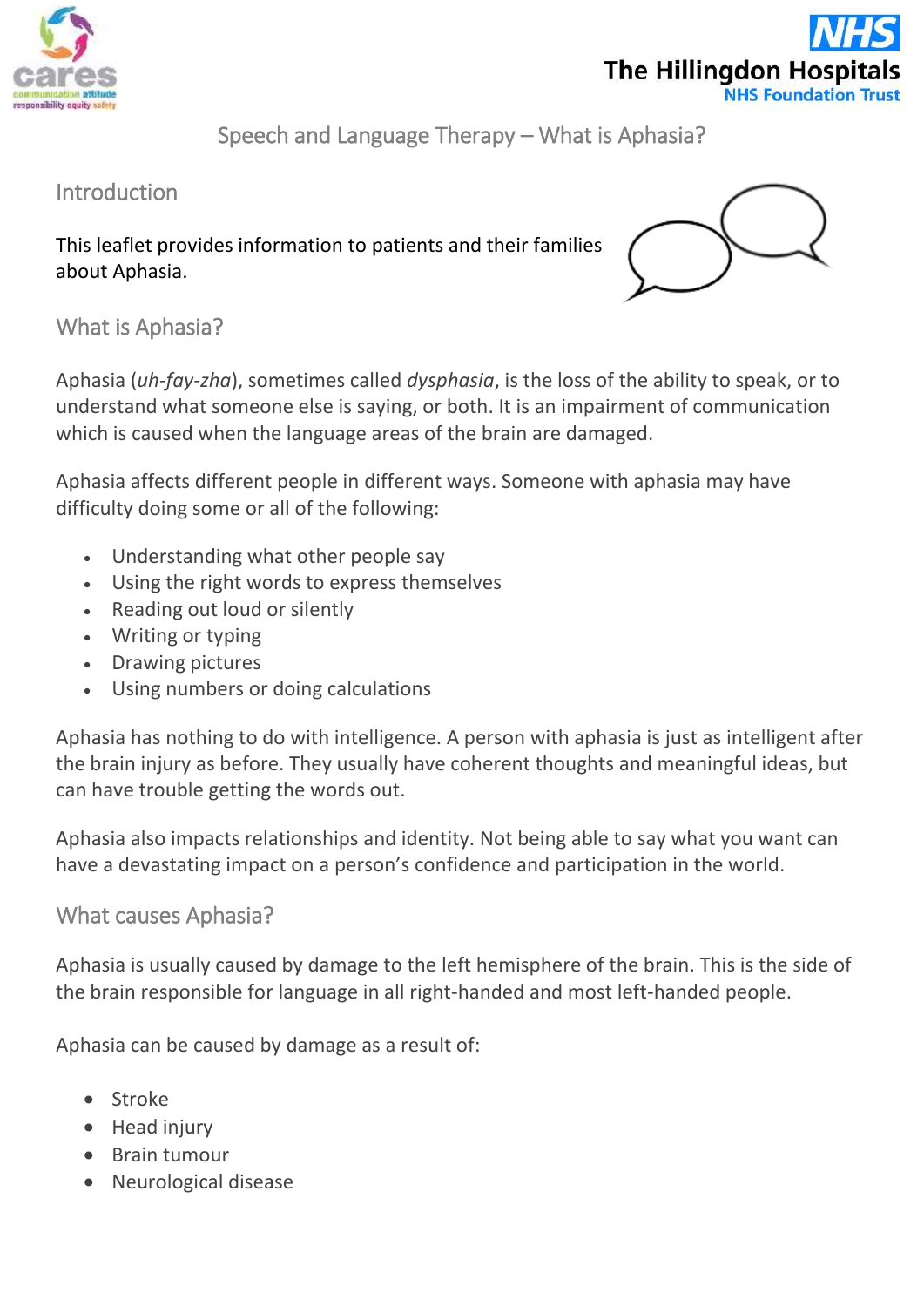# Speech and Language Therapy – What is Aphasia?

## Introduction

This leaflet provides information to patients and their families about Aphasia.

## What is Aphasia?

Aphasia (*uh-fay-zha*), sometimes called *dysphasia*, is the loss of the ability to speak, or to understand what someone else is saying, or both. It is an impairment of communication which is caused when the language areas of the brain are damaged.

Aphasia affects different people in different ways. Someone with aphasia may have difficulty doing some or all of the following:

- Understanding what other people say
- Using the right words to express themselves
- Reading out loud or silently
- Writing or typing
- Drawing pictures
- Using numbers or doing calculations

Aphasia has nothing to do with intelligence. A person with aphasia is just as intelligent after the brain injury as before. They usually have coherent thoughts and meaningful ideas, but can have trouble getting the words out.

Aphasia also impacts relationships and identity. Not being able to say what you want can have a devastating impact on a person's confidence and participation in the world.

## What causes Aphasia?

Aphasia is usually caused by damage to the left hemisphere of the brain. This is the side of the brain responsible for language in all right-handed and most left-handed people.

Aphasia can be caused by damage as a result of:

- Stroke
- Head injury
- Brain tumour
- Neurological disease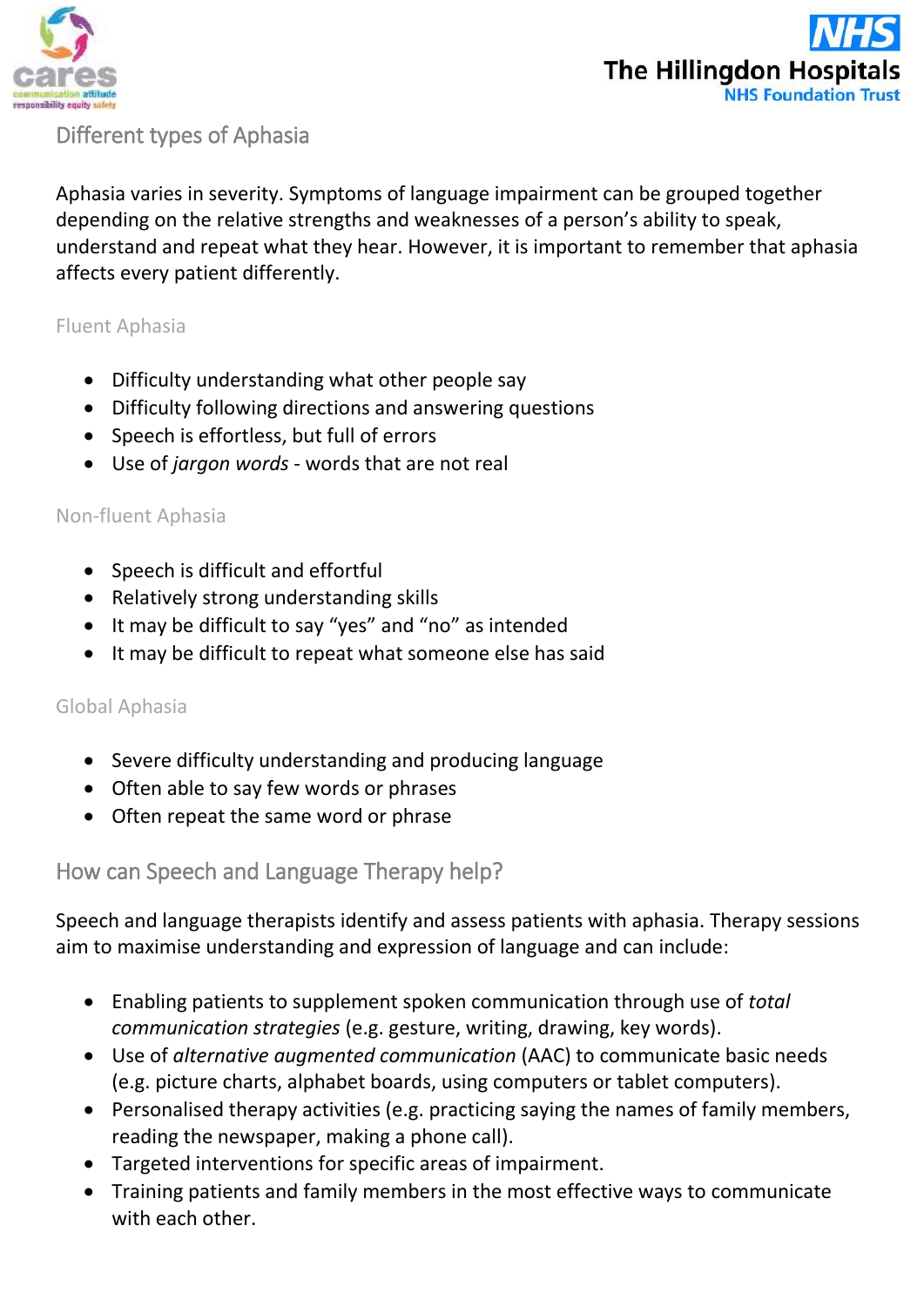## Different types of Aphasia

Aphasia varies in severity. Symptoms of language impairment can be grouped together depending on the relative strengths and weaknesses of a person's ability to speak, understand and repeat what they hear. However, it is important to remember that aphasia affects every patient differently.

### Fluent Aphasia

- Difficulty understanding what other people say
- Difficulty following directions and answering questions
- Speech is effortless, but full of errors
- Use of *jargon words* - words that are not real

### Non-fluent Aphasia

- Speech is difficult and effortful
- Relatively strong understanding skills
- It may be difficult to say "yes" and "no" as intended
- It may be difficult to repeat what someone else has said

### Global Aphasia

- Severe difficulty understanding and producing language
- Often able to say few words or phrases
- Often repeat the same word or phrase

## How can Speech and Language Therapy help?

Speech and language therapists identify and assess patients with aphasia. Therapy sessions aim to maximise understanding and expression of language and can include:

- Enabling patients to supplement spoken communication through use of *total communication strategies* (e.g. gesture, writing, drawing, key words).
- Use of *alternative augmented communication* (AAC) to communicate basic needs (e.g. picture charts, alphabet boards, using computers or tablet computers).
- Personalised therapy activities (e.g. practicing saying the names of family members, reading the newspaper, making a phone call).
- Targeted interventions for specific areas of impairment.
- Training patients and family members in the most effective ways to communicate with each other.